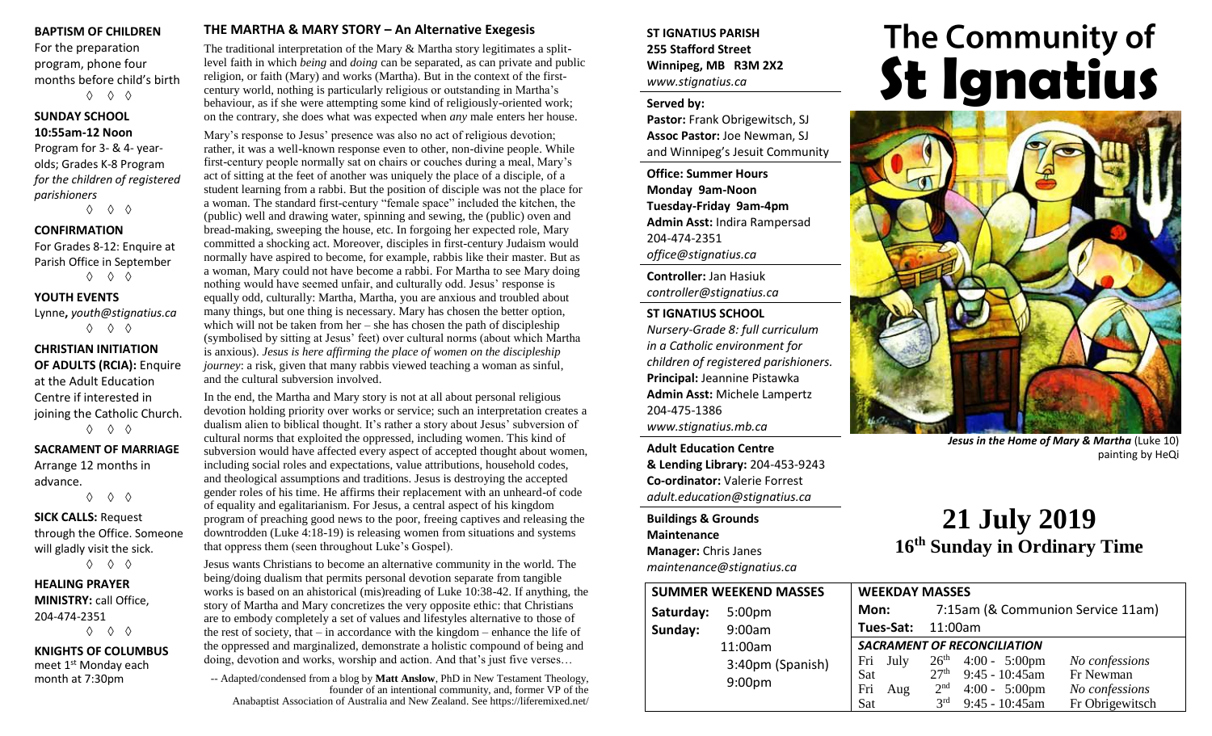**BAPTISM OF CHILDREN**
For the preparation program, phone four months before child's birth
◊ ◊ ◊

**SUNDAY SCHOOL**
**10:55am-12 Noon**
Program for 3- & 4- year-olds; Grades K-8 Program *for the children of registered parishioners*
◊ ◊ ◊

**CONFIRMATION**
For Grades 8-12: Enquire at Parish Office in September
◊ ◊ ◊

**YOUTH EVENTS**
Lynne**,** *youth@stignatius.ca*
◊ ◊ ◊

**CHRISTIAN INITIATION OF ADULTS (RCIA):** Enquire at the Adult Education Centre if interested in joining the Catholic Church.
◊ ◊ ◊

**SACRAMENT OF MARRIAGE**
Arrange 12 months in advance.
◊ ◊ ◊

**SICK CALLS:** Request through the Office. Someone will gladly visit the sick.
◊ ◊ ◊

**HEALING PRAYER MINISTRY:** call Office, 204-474-2351
◊ ◊ ◊

**KNIGHTS OF COLUMBUS**
meet 1st Monday each month at 7:30pm

## THE MARTHA & MARY STORY – An Alternative Exegesis

The traditional interpretation of the Mary & Martha story legitimates a split-level faith in which *being* and *doing* can be separated, as can private and public religion, or faith (Mary) and works (Martha). But in the context of the first-century world, nothing is particularly religious or outstanding in Martha's behaviour, as if she were attempting some kind of religiously-oriented work; on the contrary, she does what was expected when *any* male enters her house.

Mary's response to Jesus' presence was also no act of religious devotion; rather, it was a well-known response even to other, non-divine people. While first-century people normally sat on chairs or couches during a meal, Mary's act of sitting at the feet of another was uniquely the place of a disciple, of a student learning from a rabbi. But the position of disciple was not the place for a woman. The standard first-century "female space" included the kitchen, the (public) well and drawing water, spinning and sewing, the (public) oven and bread-making, sweeping the house, etc. In forgoing her expected role, Mary committed a shocking act. Moreover, disciples in first-century Judaism would normally have aspired to become, for example, rabbis like their master. But as a woman, Mary could not have become a rabbi. For Martha to see Mary doing nothing would have seemed unfair, and culturally odd. Jesus' response is equally odd, culturally: Martha, Martha, you are anxious and troubled about many things, but one thing is necessary. Mary has chosen the better option, which will not be taken from her – she has chosen the path of discipleship (symbolised by sitting at Jesus' feet) over cultural norms (about which Martha is anxious). *Jesus is here affirming the place of women on the discipleship journey*: a risk, given that many rabbis viewed teaching a woman as sinful, and the cultural subversion involved.

In the end, the Martha and Mary story is not at all about personal religious devotion holding priority over works or service; such an interpretation creates a dualism alien to biblical thought. It's rather a story about Jesus' subversion of cultural norms that exploited the oppressed, including women. This kind of subversion would have affected every aspect of accepted thought about women, including social roles and expectations, value attributions, household codes, and theological assumptions and traditions. Jesus is destroying the accepted gender roles of his time. He affirms their replacement with an unheard-of code of equality and egalitarianism. For Jesus, a central aspect of his kingdom program of preaching good news to the poor, freeing captives and releasing the downtrodden (Luke 4:18-19) is releasing women from situations and systems that oppress them (seen throughout Luke's Gospel).

Jesus wants Christians to become an alternative community in the world. The being/doing dualism that permits personal devotion separate from tangible works is based on an ahistorical (mis)reading of Luke 10:38-42. If anything, the story of Martha and Mary concretizes the very opposite ethic: that Christians are to embody completely a set of values and lifestyles alternative to those of the rest of society, that – in accordance with the kingdom – enhance the life of the oppressed and marginalized, demonstrate a holistic compound of being and doing, devotion and works, worship and action. And that's just five verses…

-- Adapted/condensed from a blog by **Matt Anslow**, PhD in New Testament Theology, founder of an intentional community, and, former VP of the Anabaptist Association of Australia and New Zealand. See https://liferemixed.net/

**ST IGNATIUS PARISH**
**255 Stafford Street**
**Winnipeg, MB R3M 2X2**
*www.stignatius.ca*

**Served by:**
**Pastor:** Frank Obrigewitsch, SJ
**Assoc Pastor:** Joe Newman, SJ
and Winnipeg's Jesuit Community

**Office: Summer Hours**
**Monday 9am-Noon**
**Tuesday-Friday 9am-4pm**
**Admin Asst:** Indira Rampersad
204-474-2351
*office@stignatius.ca*

**Controller:** Jan Hasiuk
*controller@stignatius.ca*

**ST IGNATIUS SCHOOL**
*Nursery-Grade 8: full curriculum in a Catholic environment for children of registered parishioners.*
**Principal:** Jeannine Pistawka
**Admin Asst:** Michele Lampertz
204-475-1386
*www.stignatius.mb.ca*

**Adult Education Centre & Lending Library:** 204-453-9243
**Co-ordinator:** Valerie Forrest
*adult.education@stignatius.ca*

**Buildings & Grounds Maintenance Manager:** Chris Janes
*maintenance@stignatius.ca*

# The Community of St Ignatius

***Jesus in the Home of Mary & Martha*** (Luke 10) painting by HeQi

# 21 July 2019
## 16th Sunday in Ordinary Time

| SUMMER WEEKEND MASSES | |
|---|---|
| Saturday: | 5:00pm |
| Sunday: | 9:00am |
| | 11:00am |
| | 3:40pm (Spanish) |
| | 9:00pm |

**WEEKDAY MASSES**
**Mon:** 7:15am (& Communion Service 11am)
**Tues-Sat:** 11:00am

***SACRAMENT OF RECONCILIATION***

| Day | Month | Date | Time | Confessor |
|---|---|---|---|---|
| Fri | July | 26th | 4:00 - 5:00pm | *No confessions* |
| Sat | | 27th | 9:45 - 10:45am | Fr Newman |
| Fri | Aug | 2nd | 4:00 - 5:00pm | *No confessions* |
| Sat | | 3rd | 9:45 - 10:45am | Fr Obrigewitsch |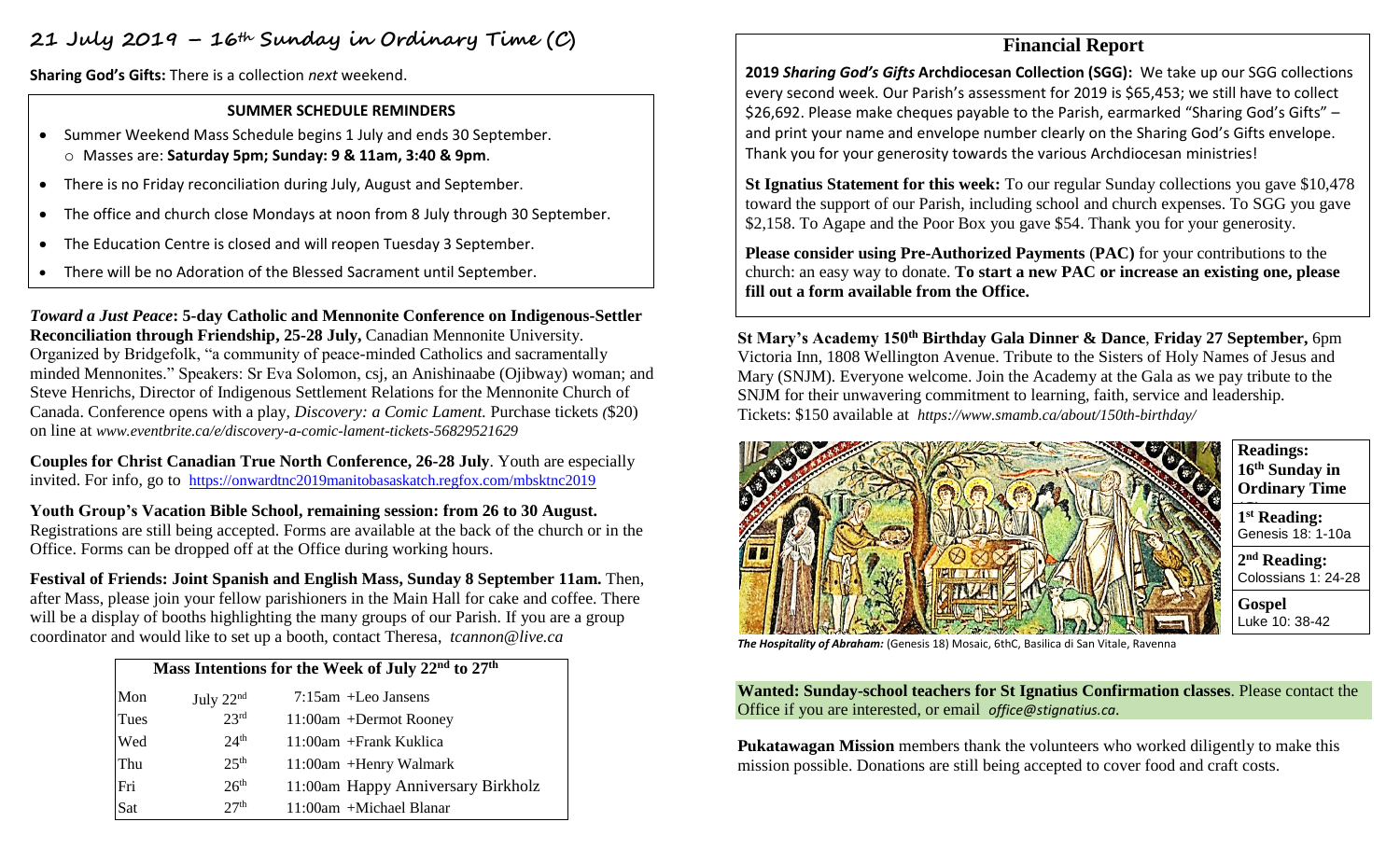# 21 July 2019 – 16th Sunday in Ordinary Time (C)

**Sharing God's Gifts:** There is a collection *next* weekend.

### SUMMER SCHEDULE REMINDERS

- Summer Weekend Mass Schedule begins 1 July and ends 30 September.
  - Masses are: **Saturday 5pm; Sunday: 9 & 11am, 3:40 & 9pm**.
- There is no Friday reconciliation during July, August and September.
- The office and church close Mondays at noon from 8 July through 30 September.
- The Education Centre is closed and will reopen Tuesday 3 September.
- There will be no Adoration of the Blessed Sacrament until September.

***Toward a Just Peace*: 5-day Catholic and Mennonite Conference on Indigenous-Settler Reconciliation through Friendship, 25-28 July,** Canadian Mennonite University. Organized by Bridgefolk, "a community of peace-minded Catholics and sacramentally minded Mennonites." Speakers: Sr Eva Solomon, csj, an Anishinaabe (Ojibway) woman; and Steve Henrichs, Director of Indigenous Settlement Relations for the Mennonite Church of Canada. Conference opens with a play, *Discovery: a Comic Lament.* Purchase tickets ($20) on line at *www.eventbrite.ca/e/discovery-a-comic-lament-tickets-56829521629*

**Couples for Christ Canadian True North Conference, 26-28 July**. Youth are especially invited. For info, go to https://onwardtnc2019manitobasaskatch.regfox.com/mbsktnc2019

**Youth Group's Vacation Bible School, remaining session: from 26 to 30 August.** Registrations are still being accepted. Forms are available at the back of the church or in the Office. Forms can be dropped off at the Office during working hours.

**Festival of Friends: Joint Spanish and English Mass, Sunday 8 September 11am.** Then, after Mass, please join your fellow parishioners in the Main Hall for cake and coffee. There will be a display of booths highlighting the many groups of our Parish. If you are a group coordinator and would like to set up a booth, contact Theresa, *tcannon@live.ca*

**Mass Intentions for the Week of July 22nd to 27th**

| | | |
|---|---|---|
| Mon | July 22nd | 7:15am +Leo Jansens |
| Tues | 23rd | 11:00am +Dermot Rooney |
| Wed | 24th | 11:00am +Frank Kuklica |
| Thu | 25th | 11:00am +Henry Walmark |
| Fri | 26th | 11:00am Happy Anniversary Birkholz |
| Sat | 27th | 11:00am +Michael Blanar |

## Financial Report

**2019 *Sharing God's Gifts* Archdiocesan Collection (SGG):** We take up our SGG collections every second week. Our Parish's assessment for 2019 is $65,453; we still have to collect $26,692. Please make cheques payable to the Parish, earmarked "Sharing God's Gifts" – and print your name and envelope number clearly on the Sharing God's Gifts envelope. Thank you for your generosity towards the various Archdiocesan ministries!

**St Ignatius Statement for this week:** To our regular Sunday collections you gave $10,478 toward the support of our Parish, including school and church expenses. To SGG you gave $2,158. To Agape and the Poor Box you gave $54. Thank you for your generosity.

**Please consider using Pre-Authorized Payments** (**PAC)** for your contributions to the church: an easy way to donate. **To start a new PAC or increase an existing one, please fill out a form available from the Office.**

**St Mary's Academy 150th Birthday Gala Dinner & Dance**, **Friday 27 September,** 6pm Victoria Inn, 1808 Wellington Avenue. Tribute to the Sisters of Holy Names of Jesus and Mary (SNJM). Everyone welcome. Join the Academy at the Gala as we pay tribute to the SNJM for their unwavering commitment to learning, faith, service and leadership. Tickets: $150 available at *https://www.smamb.ca/about/150th-birthday/*

***The Hospitality of Abraham:*** (Genesis 18) Mosaic, 6thC, Basilica di San Vitale, Ravenna

**Readings: 16th Sunday in Ordinary Time**

**1st Reading:** Genesis 18: 1-10a

**2nd Reading:** Colossians 1: 24-28

**Gospel** Luke 10: 38-42

**Wanted: Sunday-school teachers for St Ignatius Confirmation classes**. Please contact the Office if you are interested, or email *office@stignatius.ca*.

**Pukatawagan Mission** members thank the volunteers who worked diligently to make this mission possible. Donations are still being accepted to cover food and craft costs.